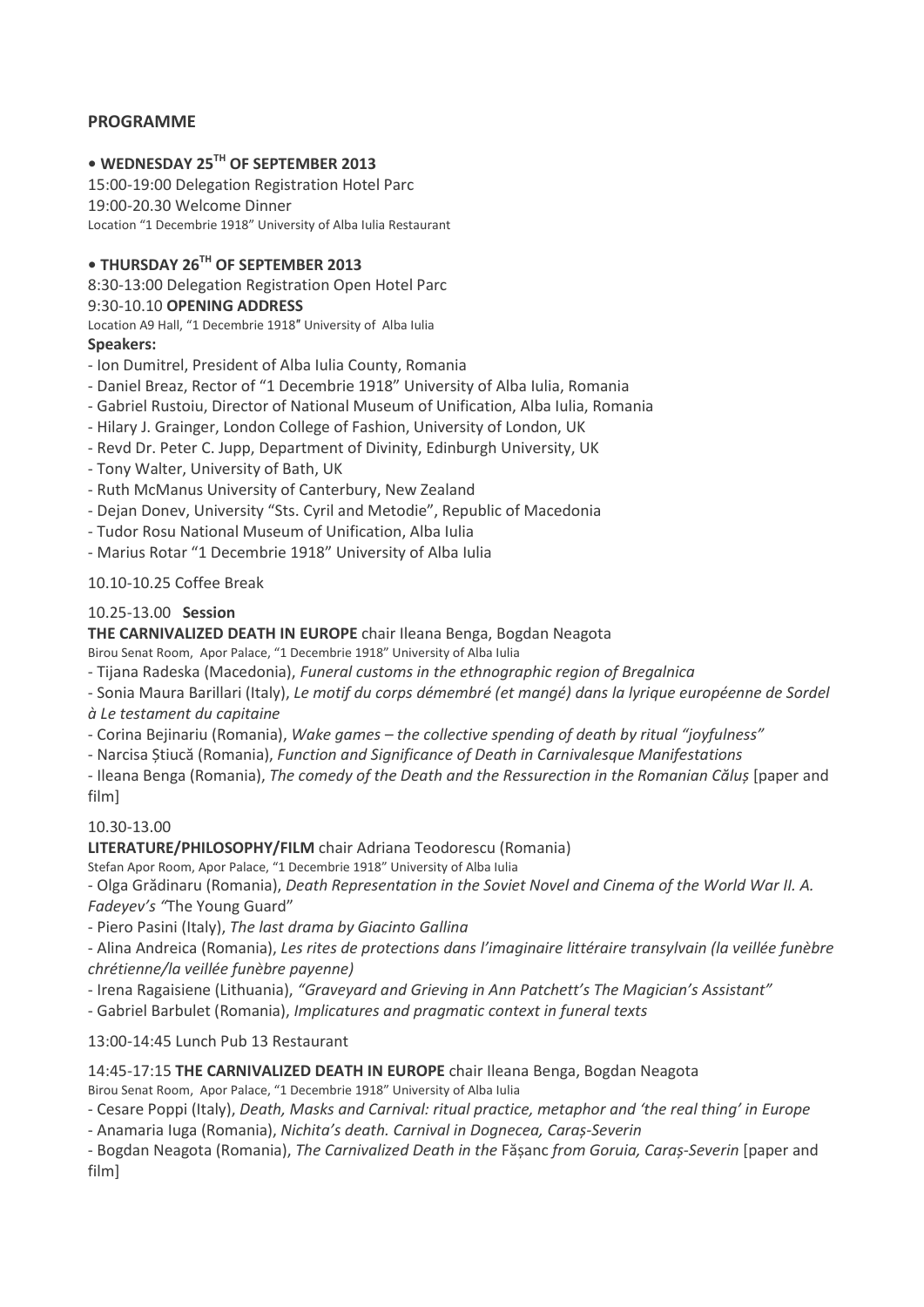## PROGRAMME

### • WEDNESDAY 25TH OF SEPTEMBER 2013

15:00-19:00 Delegation Registration Hotel Parc
19:00-20.30 Welcome Dinner
Location "1 Decembrie 1918" University of Alba Iulia Restaurant

### • THURSDAY 26TH OF SEPTEMBER 2013

8:30-13:00 Delegation Registration Open Hotel Parc
9:30-10.10 **OPENING ADDRESS**
Location A9 Hall, "1 Decembrie 1918" University of Alba Iulia

**Speakers:**

- Ion Dumitrel, President of Alba Iulia County, Romania
- Daniel Breaz, Rector of "1 Decembrie 1918" University of Alba Iulia, Romania
- Gabriel Rustoiu, Director of National Museum of Unification, Alba Iulia, Romania
- Hilary J. Grainger, London College of Fashion, University of London, UK
- Revd Dr. Peter C. Jupp, Department of Divinity, Edinburgh University, UK
- Tony Walter, University of Bath, UK
- Ruth McManus University of Canterbury, New Zealand
- Dejan Donev, University "Sts. Cyril and Metodie", Republic of Macedonia
- Tudor Rosu National Museum of Unification, Alba Iulia
- Marius Rotar "1 Decembrie 1918" University of Alba Iulia

10.10-10.25 Coffee Break

10.25-13.00 **Session**

**THE CARNIVALIZED DEATH IN EUROPE** chair Ileana Benga, Bogdan Neagota
Birou Senat Room, Apor Palace, "1 Decembrie 1918" University of Alba Iulia

- Tijana Radeska (Macedonia), *Funeral customs in the ethnographic region of Bregalnica*
- Sonia Maura Barillari (Italy), *Le motif du corps démembré (et mangé) dans la lyrique européenne de Sordel à Le testament du capitaine*
- Corina Bejinariu (Romania), *Wake games – the collective spending of death by ritual "joyfulness"*
- Narcisa Știucă (Romania), *Function and Significance of Death in Carnivalesque Manifestations*
- Ileana Benga (Romania), *The comedy of the Death and the Ressurection in the Romanian Căluș* [paper and film]

10.30-13.00

**LITERATURE/PHILOSOPHY/FILM** chair Adriana Teodorescu (Romania)
Stefan Apor Room, Apor Palace, "1 Decembrie 1918" University of Alba Iulia

- Olga Grădinaru (Romania), *Death Representation in the Soviet Novel and Cinema of the World War II. A. Fadeyev's "*The Young Guard"
- Piero Pasini (Italy), *The last drama by Giacinto Gallina*
- Alina Andreica (Romania), *Les rites de protections dans l'imaginaire littéraire transylvain (la veillée funèbre chrétienne/la veillée funèbre payenne)*
- Irena Ragaisiene (Lithuania), *"Graveyard and Grieving in Ann Patchett's The Magician's Assistant"*
- Gabriel Barbulet (Romania), *Implicatures and pragmatic context in funeral texts*

13:00-14:45 Lunch Pub 13 Restaurant

14:45-17:15 **THE CARNIVALIZED DEATH IN EUROPE** chair Ileana Benga, Bogdan Neagota
Birou Senat Room, Apor Palace, "1 Decembrie 1918" University of Alba Iulia

- Cesare Poppi (Italy), *Death, Masks and Carnival: ritual practice, metaphor and 'the real thing' in Europe*
- Anamaria Iuga (Romania), *Nichita's death. Carnival in Dognecea, Caraș-Severin*
- Bogdan Neagota (Romania), *The Carnivalized Death in the* Fășanc *from Goruia, Caraș-Severin* [paper and film]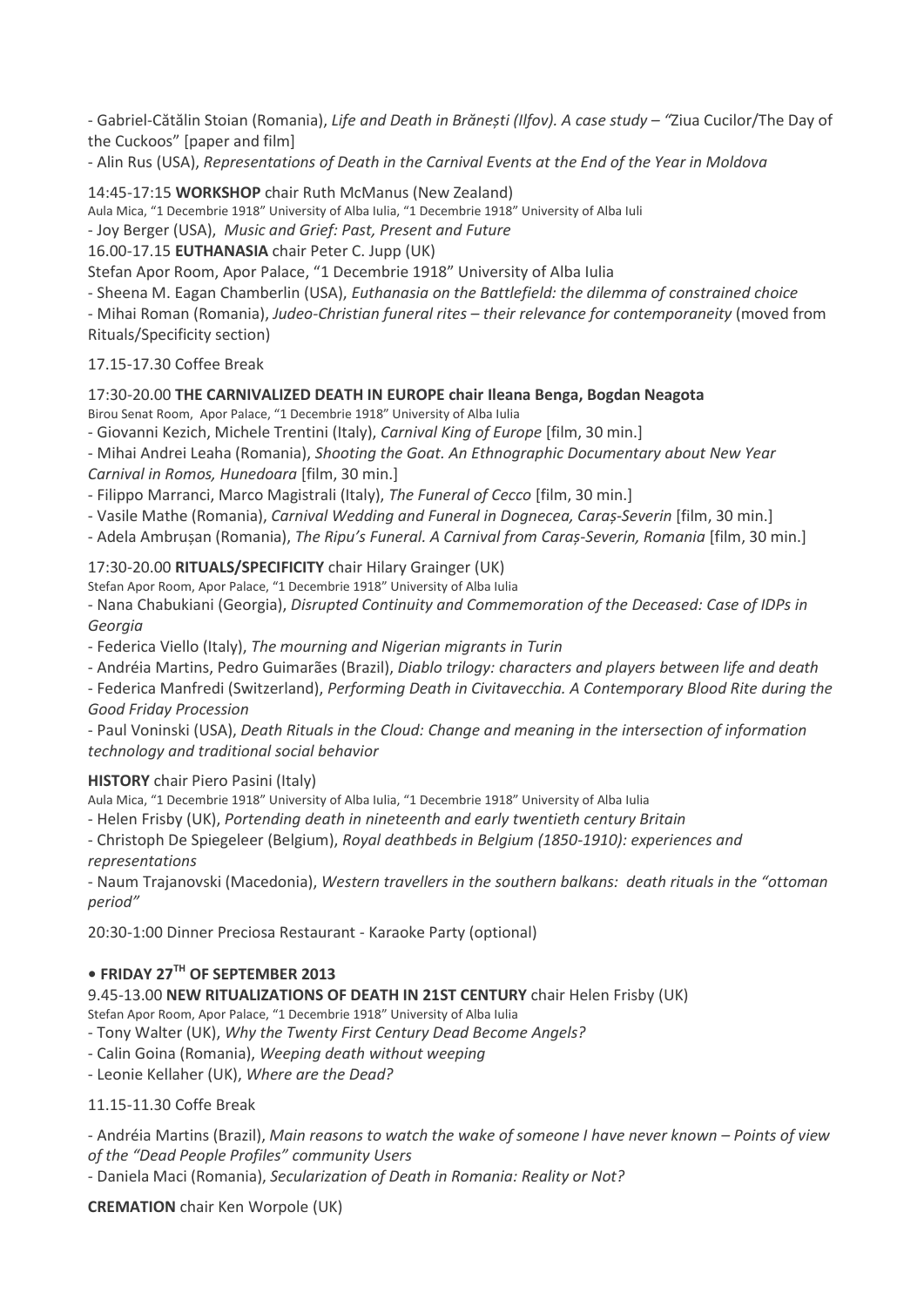- Gabriel-Cătălin Stoian (Romania), *Life and Death in Brănești (Ilfov). A case study – "*Ziua Cucilor/The Day of the Cuckoos" [paper and film]

- Alin Rus (USA), *Representations of Death in the Carnival Events at the End of the Year in Moldova*

14:45-17:15 **WORKSHOP** chair Ruth McManus (New Zealand)

Aula Mica, "1 Decembrie 1918" University of Alba Iulia, "1 Decembrie 1918" University of Alba Iuli

- Joy Berger (USA), *Music and Grief: Past, Present and Future*

16.00-17.15 **EUTHANASIA** chair Peter C. Jupp (UK)

Stefan Apor Room, Apor Palace, "1 Decembrie 1918" University of Alba Iulia

- Sheena M. Eagan Chamberlin (USA), *Euthanasia on the Battlefield: the dilemma of constrained choice*
- Mihai Roman (Romania), *Judeo-Christian funeral rites – their relevance for contemporaneity* (moved from Rituals/Specificity section)

17.15-17.30 Coffee Break

17:30-20.00 **THE CARNIVALIZED DEATH IN EUROPE chair Ileana Benga, Bogdan Neagota**

Birou Senat Room, Apor Palace, "1 Decembrie 1918" University of Alba Iulia

- Giovanni Kezich, Michele Trentini (Italy), *Carnival King of Europe* [film, 30 min.]
- Mihai Andrei Leaha (Romania), *Shooting the Goat. An Ethnographic Documentary about New Year Carnival in Romos, Hunedoara* [film, 30 min.]
- Filippo Marranci, Marco Magistrali (Italy), *The Funeral of Cecco* [film, 30 min.]
- Vasile Mathe (Romania), *Carnival Wedding and Funeral in Dognecea, Caraș-Severin* [film, 30 min.]
- Adela Ambrușan (Romania), *The Ripu's Funeral. A Carnival from Caraș-Severin, Romania* [film, 30 min.]

17:30-20.00 **RITUALS/SPECIFICITY** chair Hilary Grainger (UK)

Stefan Apor Room, Apor Palace, "1 Decembrie 1918" University of Alba Iulia

- Nana Chabukiani (Georgia), *Disrupted Continuity and Commemoration of the Deceased: Case of IDPs in Georgia*
- Federica Viello (Italy), *The mourning and Nigerian migrants in Turin*
- Andréia Martins, Pedro Guimarães (Brazil), *Diablo trilogy: characters and players between life and death*
- Federica Manfredi (Switzerland), *Performing Death in Civitavecchia. A Contemporary Blood Rite during the Good Friday Procession*
- Paul Voninski (USA), *Death Rituals in the Cloud: Change and meaning in the intersection of information technology and traditional social behavior*

**HISTORY** chair Piero Pasini (Italy)

Aula Mica, "1 Decembrie 1918" University of Alba Iulia, "1 Decembrie 1918" University of Alba Iulia

- Helen Frisby (UK), *Portending death in nineteenth and early twentieth century Britain*
- Christoph De Spiegeleer (Belgium), *Royal deathbeds in Belgium (1850-1910): experiences and representations*
- Naum Trajanovski (Macedonia), *Western travellers in the southern balkans: death rituals in the "ottoman period"*

20:30-1:00 Dinner Preciosa Restaurant - Karaoke Party (optional)

## • FRIDAY 27TH OF SEPTEMBER 2013

9.45-13.00 **NEW RITUALIZATIONS OF DEATH IN 21ST CENTURY** chair Helen Frisby (UK)

Stefan Apor Room, Apor Palace, "1 Decembrie 1918" University of Alba Iulia

- Tony Walter (UK), *Why the Twenty First Century Dead Become Angels?*
- Calin Goina (Romania), *Weeping death without weeping*
- Leonie Kellaher (UK), *Where are the Dead?*

11.15-11.30 Coffe Break

- Andréia Martins (Brazil), *Main reasons to watch the wake of someone I have never known – Points of view of the "Dead People Profiles" community Users*
- Daniela Maci (Romania), *Secularization of Death in Romania: Reality or Not?*

**CREMATION** chair Ken Worpole (UK)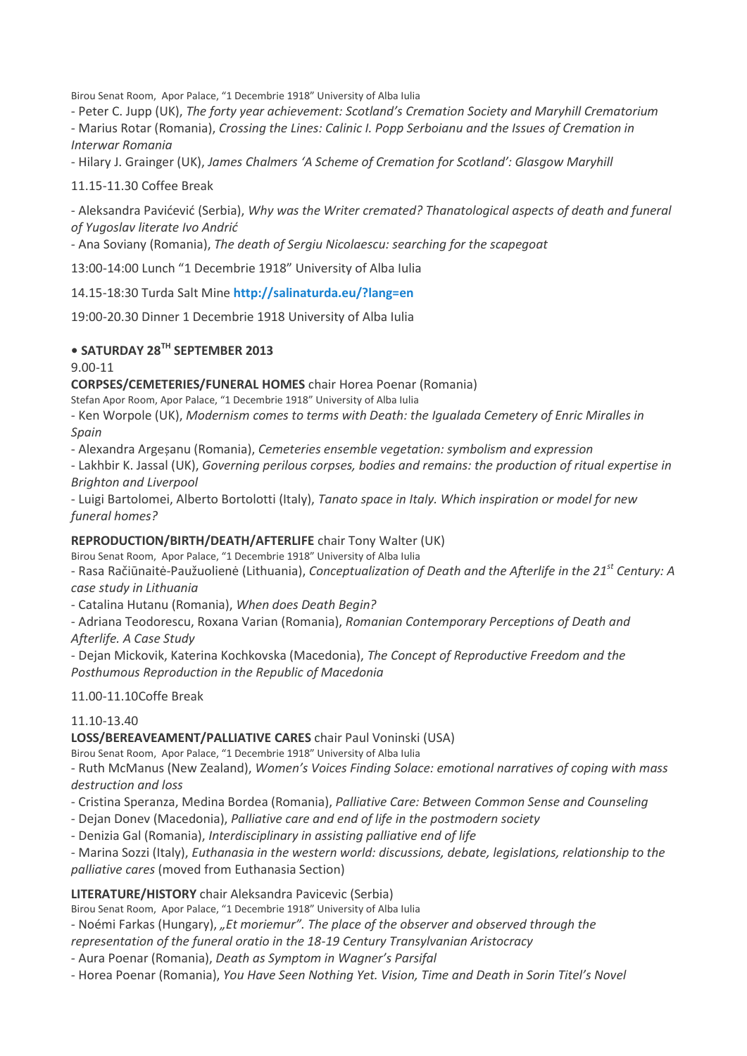Birou Senat Room, Apor Palace, "1 Decembrie 1918" University of Alba Iulia

- Peter C. Jupp (UK), *The forty year achievement: Scotland's Cremation Society and Maryhill Crematorium*
- Marius Rotar (Romania), *Crossing the Lines: Calinic I. Popp Serboianu and the Issues of Cremation in Interwar Romania*
- Hilary J. Grainger (UK), *James Chalmers 'A Scheme of Cremation for Scotland': Glasgow Maryhill*

11.15-11.30 Coffee Break

- Aleksandra Pavićević (Serbia), *Why was the Writer cremated? Thanatological aspects of death and funeral of Yugoslav literate Ivo Andrić*
- Ana Soviany (Romania), *The death of Sergiu Nicolaescu: searching for the scapegoat*

13:00-14:00 Lunch "1 Decembrie 1918" University of Alba Iulia

14.15-18:30 Turda Salt Mine **http://salinaturda.eu/?lang=en**

19:00-20.30 Dinner 1 Decembrie 1918 University of Alba Iulia

## • SATURDAY 28TH SEPTEMBER 2013

9.00-11

**CORPSES/CEMETERIES/FUNERAL HOMES** chair Horea Poenar (Romania)

Stefan Apor Room, Apor Palace, "1 Decembrie 1918" University of Alba Iulia

- Ken Worpole (UK), *Modernism comes to terms with Death: the Igualada Cemetery of Enric Miralles in Spain*
- Alexandra Argeșanu (Romania), *Cemeteries ensemble vegetation: symbolism and expression*
- Lakhbir K. Jassal (UK), *Governing perilous corpses, bodies and remains: the production of ritual expertise in Brighton and Liverpool*
- Luigi Bartolomei, Alberto Bortolotti (Italy), *Tanato space in Italy. Which inspiration or model for new funeral homes?*

**REPRODUCTION/BIRTH/DEATH/AFTERLIFE** chair Tony Walter (UK)

Birou Senat Room, Apor Palace, "1 Decembrie 1918" University of Alba Iulia

- Rasa Račiūnaitė-Paužuolienė (Lithuania), *Conceptualization of Death and the Afterlife in the 21st Century: A case study in Lithuania*
- Catalina Hutanu (Romania), *When does Death Begin?*
- Adriana Teodorescu, Roxana Varian (Romania), *Romanian Contemporary Perceptions of Death and Afterlife. A Case Study*
- Dejan Mickovik, Katerina Kochkovska (Macedonia), *The Concept of Reproductive Freedom and the Posthumous Reproduction in the Republic of Macedonia*

11.00-11.10Coffe Break

11.10-13.40

**LOSS/BEREAVEAMENT/PALLIATIVE CARES** chair Paul Voninski (USA)

Birou Senat Room, Apor Palace, "1 Decembrie 1918" University of Alba Iulia

- Ruth McManus (New Zealand), *Women's Voices Finding Solace: emotional narratives of coping with mass destruction and loss*
- Cristina Speranza, Medina Bordea (Romania), *Palliative Care: Between Common Sense and Counseling*
- Dejan Donev (Macedonia), *Palliative care and end of life in the postmodern society*
- Denizia Gal (Romania), *Interdisciplinary in assisting palliative end of life*
- Marina Sozzi (Italy), *Euthanasia in the western world: discussions, debate, legislations, relationship to the palliative cares* (moved from Euthanasia Section)

**LITERATURE/HISTORY** chair Aleksandra Pavicevic (Serbia)

Birou Senat Room, Apor Palace, "1 Decembrie 1918" University of Alba Iulia

- Noémi Farkas (Hungary), *„Et moriemur". The place of the observer and observed through the representation of the funeral oratio in the 18-19 Century Transylvanian Aristocracy*
- Aura Poenar (Romania), *Death as Symptom in Wagner's Parsifal*
- Horea Poenar (Romania), *You Have Seen Nothing Yet. Vision, Time and Death in Sorin Titel's Novel*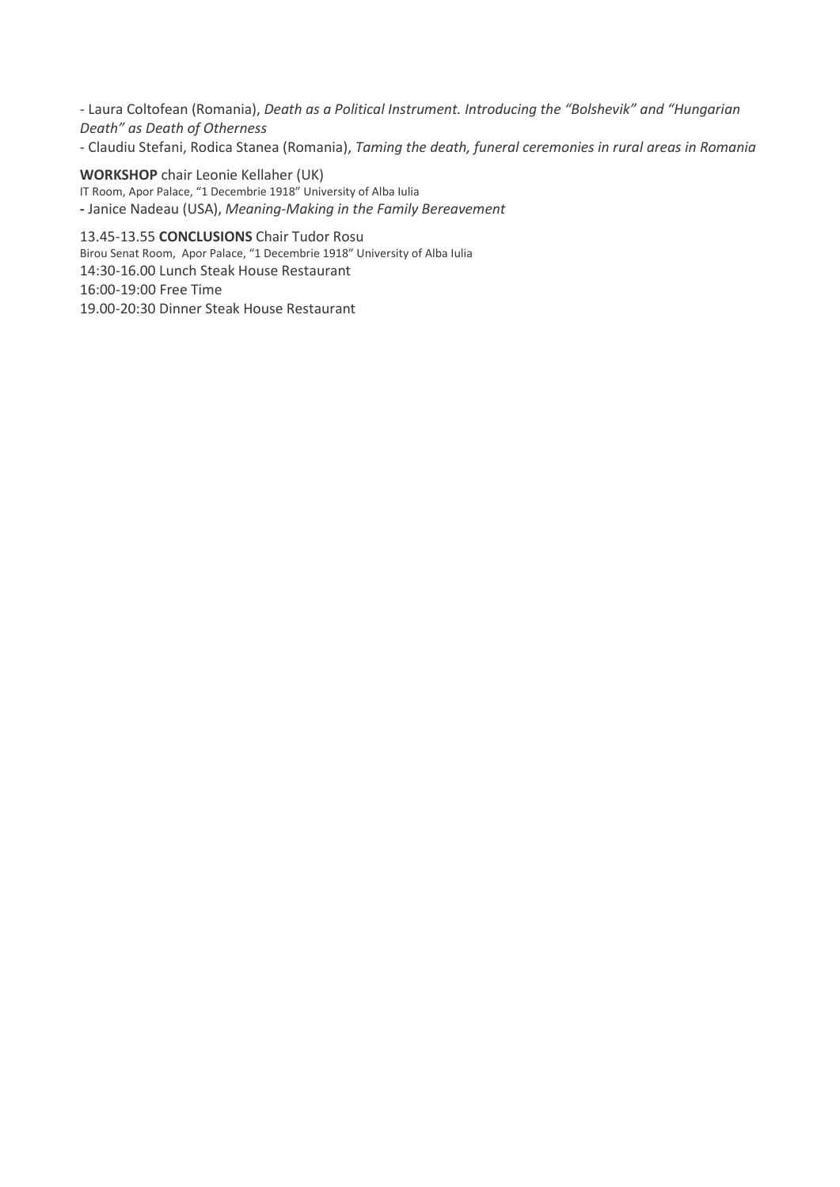- Laura Coltofean (Romania), *Death as a Political Instrument. Introducing the "Bolshevik" and "Hungarian Death" as Death of Otherness*
- Claudiu Stefani, Rodica Stanea (Romania), *Taming the death, funeral ceremonies in rural areas in Romania*

**WORKSHOP** chair Leonie Kellaher (UK)
IT Room, Apor Palace, "1 Decembrie 1918" University of Alba Iulia
- Janice Nadeau (USA), *Meaning-Making in the Family Bereavement*

13.45-13.55 **CONCLUSIONS** Chair Tudor Rosu
Birou Senat Room, Apor Palace, "1 Decembrie 1918" University of Alba Iulia
14:30-16.00 Lunch Steak House Restaurant
16:00-19:00 Free Time
19.00-20:30 Dinner Steak House Restaurant